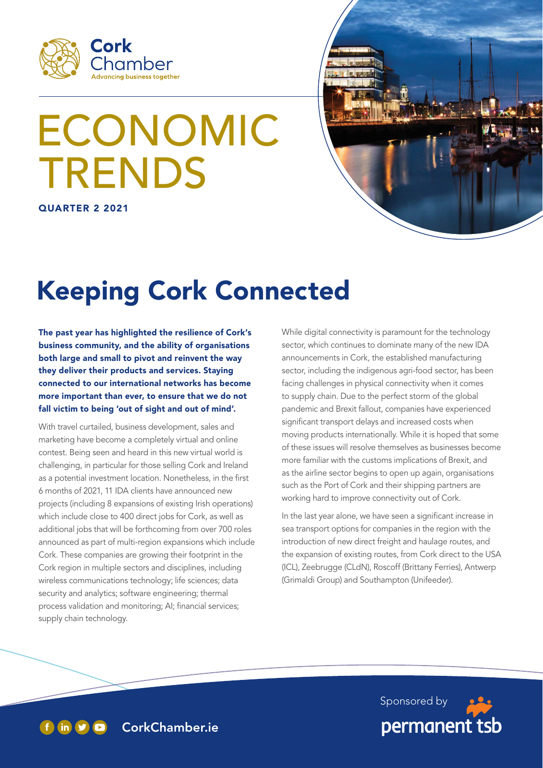Cork Chamber
Advancing business together

# ECONOMIC TRENDS

**QUARTER 2 2021**

## Keeping Cork Connected

**The past year has highlighted the resilience of Cork's business community, and the ability of organisations both large and small to pivot and reinvent the way they deliver their products and services. Staying connected to our international networks has become more important than ever, to ensure that we do not fall victim to being 'out of sight and out of mind'.**

With travel curtailed, business development, sales and marketing have become a completely virtual and online contest. Being seen and heard in this new virtual world is challenging, in particular for those selling Cork and Ireland as a potential investment location. Nonetheless, in the first 6 months of 2021, 11 IDA clients have announced new projects (including 8 expansions of existing Irish operations) which include close to 400 direct jobs for Cork, as well as additional jobs that will be forthcoming from over 700 roles announced as part of multi-region expansions which include Cork. These companies are growing their footprint in the Cork region in multiple sectors and disciplines, including wireless communications technology; life sciences; data security and analytics; software engineering; thermal process validation and monitoring; AI; financial services; supply chain technology.

While digital connectivity is paramount for the technology sector, which continues to dominate many of the new IDA announcements in Cork, the established manufacturing sector, including the indigenous agri-food sector, has been facing challenges in physical connectivity when it comes to supply chain. Due to the perfect storm of the global pandemic and Brexit fallout, companies have experienced significant transport delays and increased costs when moving products internationally. While it is hoped that some of these issues will resolve themselves as businesses become more familiar with the customs implications of Brexit, and as the airline sector begins to open up again, organisations such as the Port of Cork and their shipping partners are working hard to improve connectivity out of Cork.

In the last year alone, we have seen a significant increase in sea transport options for companies in the region with the introduction of new direct freight and haulage routes, and the expansion of existing routes, from Cork direct to the USA (ICL), Zeebrugge (CLdN), Roscoff (Brittany Ferries), Antwerp (Grimaldi Group) and Southampton (Unifeeder).

CorkChamber.ie

Sponsored by permanent tsb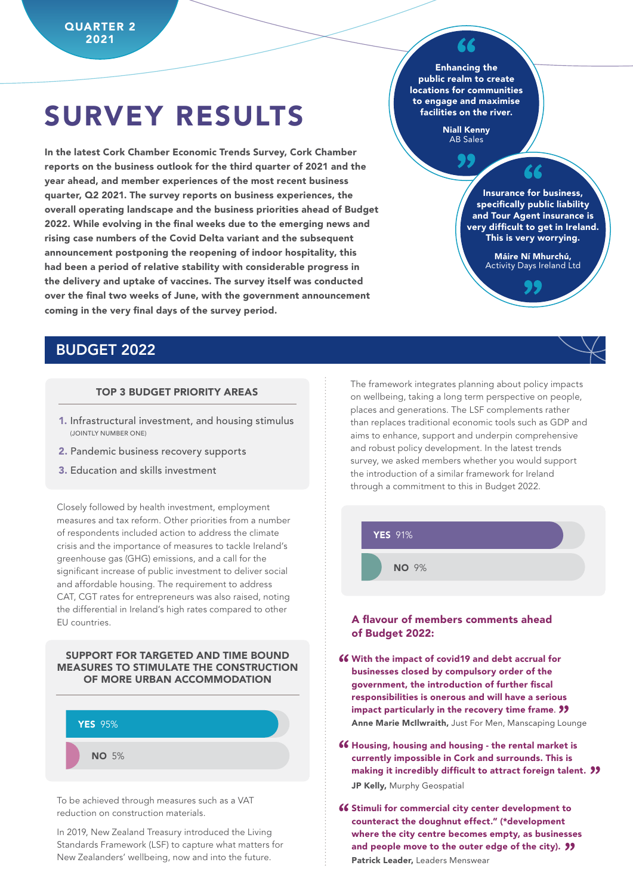QUARTER 2 2021

# SURVEY RESULTS

**In the latest Cork Chamber Economic Trends Survey, Cork Chamber reports on the business outlook for the third quarter of 2021 and the year ahead, and member experiences of the most recent business quarter, Q2 2021. The survey reports on business experiences, the overall operating landscape and the business priorities ahead of Budget 2022. While evolving in the final weeks due to the emerging news and rising case numbers of the Covid Delta variant and the subsequent announcement postponing the reopening of indoor hospitality, this had been a period of relative stability with considerable progress in the delivery and uptake of vaccines. The survey itself was conducted over the final two weeks of June, with the government announcement coming in the very final days of the survey period.**

> **"Enhancing the public realm to create locations for communities to engage and maximise facilities on the river."**
>
> **Niall Kenny**
> AB Sales

> **"Insurance for business, specifically public liability and Tour Agent insurance is very difficult to get in Ireland. This is very worrying."**
>
> **Máire Ní Mhurchú,**
> Activity Days Ireland Ltd

## BUDGET 2022

### TOP 3 BUDGET PRIORITY AREAS

1. Infrastructural investment, and housing stimulus
   (JOINTLY NUMBER ONE)
2. Pandemic business recovery supports
3. Education and skills investment

Closely followed by health investment, employment measures and tax reform. Other priorities from a number of respondents included action to address the climate crisis and the importance of measures to tackle Ireland's greenhouse gas (GHG) emissions, and a call for the significant increase of public investment to deliver social and affordable housing. The requirement to address CAT, CGT rates for entrepreneurs was also raised, noting the differential in Ireland's high rates compared to other EU countries.

### SUPPORT FOR TARGETED AND TIME BOUND MEASURES TO STIMULATE THE CONSTRUCTION OF MORE URBAN ACCOMMODATION

| Response | % |
|---|---|
| YES | 95% |
| NO | 5% |

To be achieved through measures such as a VAT reduction on construction materials.

In 2019, New Zealand Treasury introduced the Living Standards Framework (LSF) to capture what matters for New Zealanders' wellbeing, now and into the future.

The framework integrates planning about policy impacts on wellbeing, taking a long term perspective on people, places and generations. The LSF complements rather than replaces traditional economic tools such as GDP and aims to enhance, support and underpin comprehensive and robust policy development. In the latest trends survey, we asked members whether you would support the introduction of a similar framework for Ireland through a commitment to this in Budget 2022.

| Response | % |
|---|---|
| YES | 91% |
| NO | 9% |

### A flavour of members comments ahead of Budget 2022:

> **"With the impact of covid19 and debt accrual for businesses closed by compulsory order of the government, the introduction of further fiscal responsibilities is onerous and will have a serious impact particularly in the recovery time frame."**
>
> **Anne Marie McIlwraith,** Just For Men, Manscaping Lounge

> **"Housing, housing and housing - the rental market is currently impossible in Cork and surrounds. This is making it incredibly difficult to attract foreign talent."**
>
> **JP Kelly,** Murphy Geospatial

> **"Stimuli for commercial city center development to counteract the doughnut effect." (*development where the city centre becomes empty, as businesses and people move to the outer edge of the city).**
>
> **Patrick Leader,** Leaders Menswear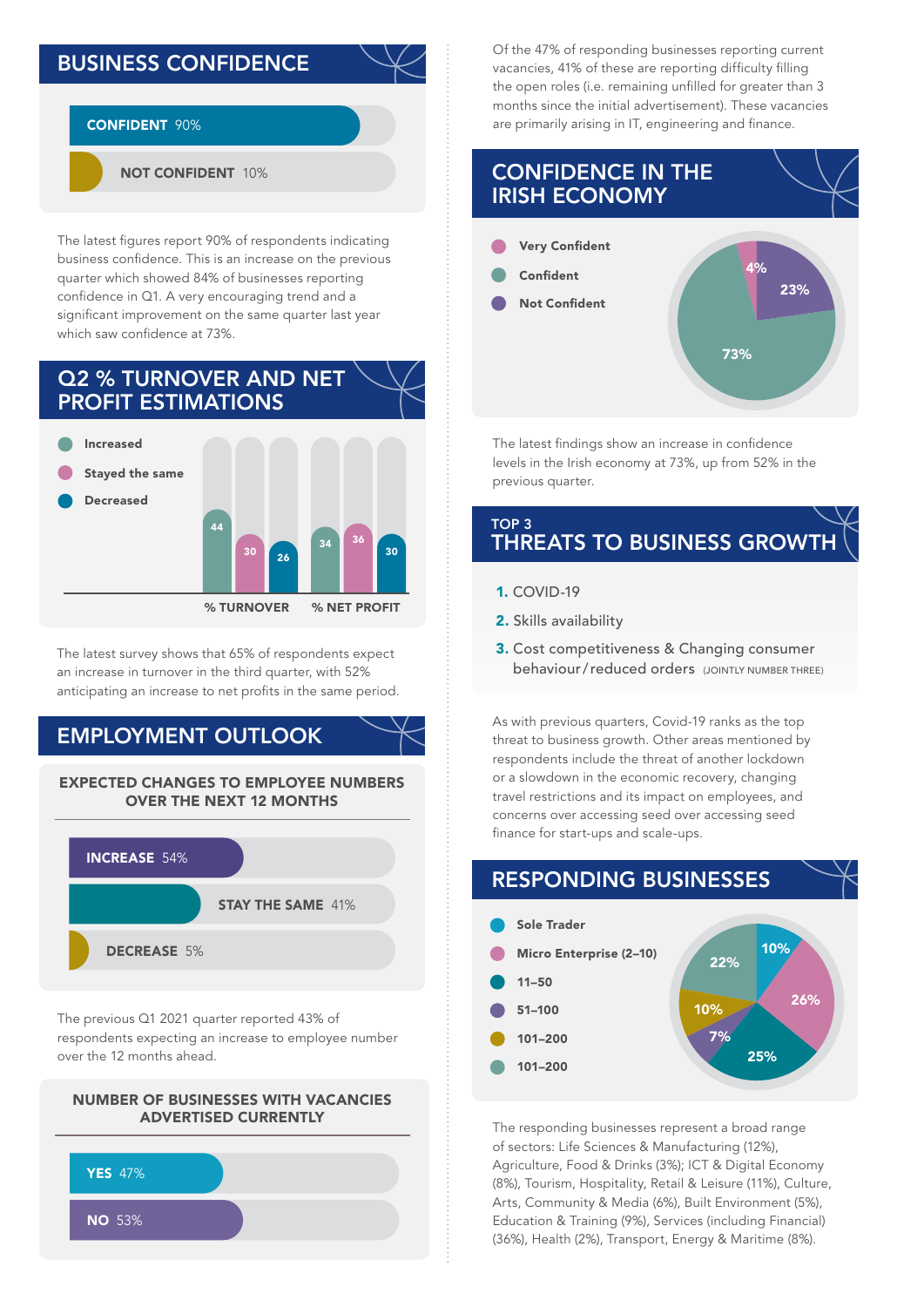## BUSINESS CONFIDENCE

**CONFIDENT** 90%

**NOT CONFIDENT** 10%

The latest figures report 90% of respondents indicating business confidence. This is an increase on the previous quarter which showed 84% of businesses reporting confidence in Q1. A very encouraging trend and a significant improvement on the same quarter last year which saw confidence at 73%.

## Q2 % TURNOVER AND NET PROFIT ESTIMATIONS

| | % TURNOVER | % NET PROFIT |
|---|---|---|
| Increased | 44 | 34 |
| Stayed the same | 30 | 36 |
| Decreased | 26 | 30 |

The latest survey shows that 65% of respondents expect an increase in turnover in the third quarter, with 52% anticipating an increase to net profits in the same period.

## EMPLOYMENT OUTLOOK

### EXPECTED CHANGES TO EMPLOYEE NUMBERS OVER THE NEXT 12 MONTHS

**INCREASE** 54%

**STAY THE SAME** 41%

**DECREASE** 5%

The previous Q1 2021 quarter reported 43% of respondents expecting an increase to employee number over the 12 months ahead.

### NUMBER OF BUSINESSES WITH VACANCIES ADVERTISED CURRENTLY

**YES** 47%

**NO** 53%

Of the 47% of responding businesses reporting current vacancies, 41% of these are reporting difficulty filling the open roles (i.e. remaining unfilled for greater than 3 months since the initial advertisement). These vacancies are primarily arising in IT, engineering and finance.

## CONFIDENCE IN THE IRISH ECONOMY

- Very Confident: 4%
- Confident: 73%
- Not Confident: 23%

The latest findings show an increase in confidence levels in the Irish economy at 73%, up from 52% in the previous quarter.

## TOP 3 THREATS TO BUSINESS GROWTH

1. COVID-19
2. Skills availability
3. Cost competitiveness & Changing consumer behaviour/reduced orders (JOINTLY NUMBER THREE)

As with previous quarters, Covid-19 ranks as the top threat to business growth. Other areas mentioned by respondents include the threat of another lockdown or a slowdown in the economic recovery, changing travel restrictions and its impact on employees, and concerns over accessing seed over accessing seed finance for start-ups and scale-ups.

## RESPONDING BUSINESSES

- Sole Trader: 10%
- Micro Enterprise (2–10): 26%
- 11–50: 25%
- 51–100: 7%
- 101–200: 10%
- 101–200: 22%

The responding businesses represent a broad range of sectors: Life Sciences & Manufacturing (12%), Agriculture, Food & Drinks (3%); ICT & Digital Economy (8%), Tourism, Hospitality, Retail & Leisure (11%), Culture, Arts, Community & Media (6%), Built Environment (5%), Education & Training (9%), Services (including Financial) (36%), Health (2%), Transport, Energy & Maritime (8%).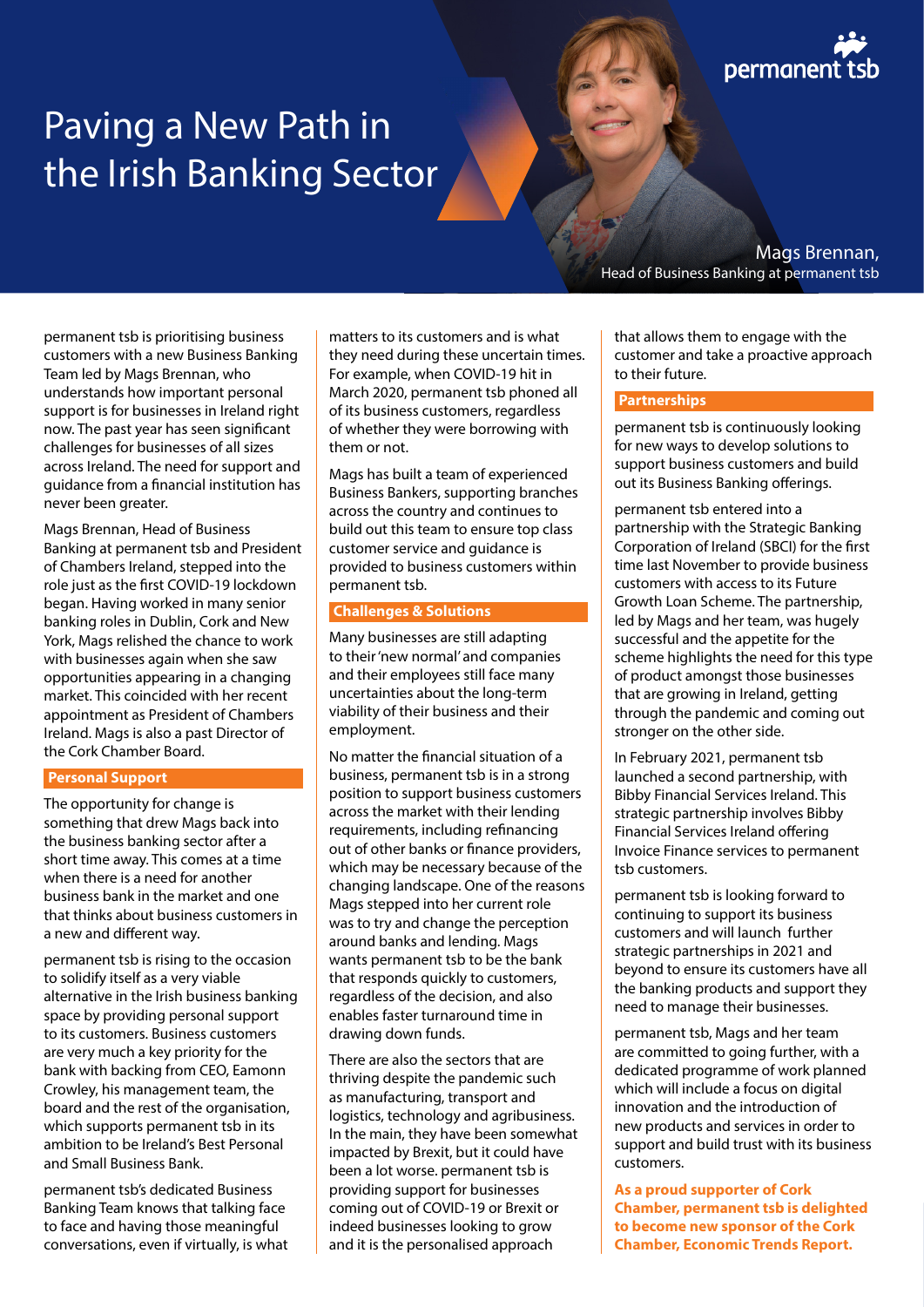permanent tsb

# Paving a New Path in the Irish Banking Sector

Mags Brennan,
Head of Business Banking at permanent tsb

permanent tsb is prioritising business customers with a new Business Banking Team led by Mags Brennan, who understands how important personal support is for businesses in Ireland right now. The past year has seen significant challenges for businesses of all sizes across Ireland. The need for support and guidance from a financial institution has never been greater.

Mags Brennan, Head of Business Banking at permanent tsb and President of Chambers Ireland, stepped into the role just as the first COVID-19 lockdown began. Having worked in many senior banking roles in Dublin, Cork and New York, Mags relished the chance to work with businesses again when she saw opportunities appearing in a changing market. This coincided with her recent appointment as President of Chambers Ireland. Mags is also a past Director of the Cork Chamber Board.

## Personal Support

The opportunity for change is something that drew Mags back into the business banking sector after a short time away. This comes at a time when there is a need for another business bank in the market and one that thinks about business customers in a new and different way.

permanent tsb is rising to the occasion to solidify itself as a very viable alternative in the Irish business banking space by providing personal support to its customers. Business customers are very much a key priority for the bank with backing from CEO, Eamonn Crowley, his management team, the board and the rest of the organisation, which supports permanent tsb in its ambition to be Ireland's Best Personal and Small Business Bank.

permanent tsb's dedicated Business Banking Team knows that talking face to face and having those meaningful conversations, even if virtually, is what matters to its customers and is what they need during these uncertain times. For example, when COVID-19 hit in March 2020, permanent tsb phoned all of its business customers, regardless of whether they were borrowing with them or not.

Mags has built a team of experienced Business Bankers, supporting branches across the country and continues to build out this team to ensure top class customer service and guidance is provided to business customers within permanent tsb.

## Challenges & Solutions

Many businesses are still adapting to their 'new normal' and companies and their employees still face many uncertainties about the long-term viability of their business and their employment.

No matter the financial situation of a business, permanent tsb is in a strong position to support business customers across the market with their lending requirements, including refinancing out of other banks or finance providers, which may be necessary because of the changing landscape. One of the reasons Mags stepped into her current role was to try and change the perception around banks and lending. Mags wants permanent tsb to be the bank that responds quickly to customers, regardless of the decision, and also enables faster turnaround time in drawing down funds.

There are also the sectors that are thriving despite the pandemic such as manufacturing, transport and logistics, technology and agribusiness. In the main, they have been somewhat impacted by Brexit, but it could have been a lot worse. permanent tsb is providing support for businesses coming out of COVID-19 or Brexit or indeed businesses looking to grow and it is the personalised approach that allows them to engage with the customer and take a proactive approach to their future.

## Partnerships

permanent tsb is continuously looking for new ways to develop solutions to support business customers and build out its Business Banking offerings.

permanent tsb entered into a partnership with the Strategic Banking Corporation of Ireland (SBCI) for the first time last November to provide business customers with access to its Future Growth Loan Scheme. The partnership, led by Mags and her team, was hugely successful and the appetite for the scheme highlights the need for this type of product amongst those businesses that are growing in Ireland, getting through the pandemic and coming out stronger on the other side.

In February 2021, permanent tsb launched a second partnership, with Bibby Financial Services Ireland. This strategic partnership involves Bibby Financial Services Ireland offering Invoice Finance services to permanent tsb customers.

permanent tsb is looking forward to continuing to support its business customers and will launch further strategic partnerships in 2021 and beyond to ensure its customers have all the banking products and support they need to manage their businesses.

permanent tsb, Mags and her team are committed to going further, with a dedicated programme of work planned which will include a focus on digital innovation and the introduction of new products and services in order to support and build trust with its business customers.

**As a proud supporter of Cork Chamber, permanent tsb is delighted to become new sponsor of the Cork Chamber, Economic Trends Report.**